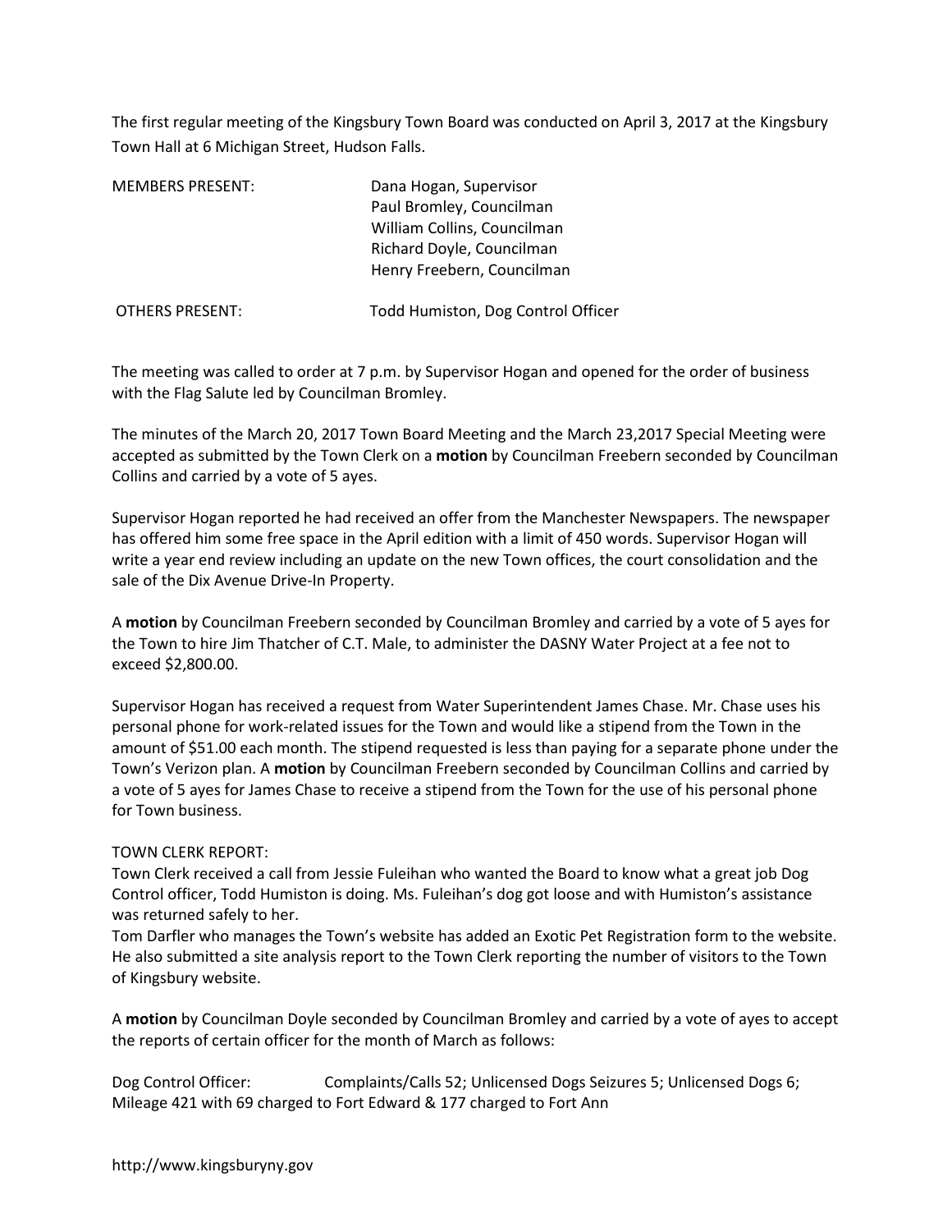The first regular meeting of the Kingsbury Town Board was conducted on April 3, 2017 at the Kingsbury Town Hall at 6 Michigan Street, Hudson Falls.

| MEMBERS PRESENT: | Dana Hogan, Supervisor |
|---|---|
| | Paul Bromley, Councilman |
| | William Collins, Councilman |
| | Richard Doyle, Councilman |
| | Henry Freebern, Councilman |
| OTHERS PRESENT: | Todd Humiston, Dog Control Officer |

The meeting was called to order at 7 p.m. by Supervisor Hogan and opened for the order of business with the Flag Salute led by Councilman Bromley.

The minutes of the March 20, 2017 Town Board Meeting and the March 23,2017 Special Meeting were accepted as submitted by the Town Clerk on a **motion** by Councilman Freebern seconded by Councilman Collins and carried by a vote of 5 ayes.

Supervisor Hogan reported he had received an offer from the Manchester Newspapers. The newspaper has offered him some free space in the April edition with a limit of 450 words. Supervisor Hogan will write a year end review including an update on the new Town offices, the court consolidation and the sale of the Dix Avenue Drive-In Property.

A **motion** by Councilman Freebern seconded by Councilman Bromley and carried by a vote of 5 ayes for the Town to hire Jim Thatcher of C.T. Male, to administer the DASNY Water Project at a fee not to exceed $2,800.00.

Supervisor Hogan has received a request from Water Superintendent James Chase. Mr. Chase uses his personal phone for work-related issues for the Town and would like a stipend from the Town in the amount of $51.00 each month. The stipend requested is less than paying for a separate phone under the Town's Verizon plan. A **motion** by Councilman Freebern seconded by Councilman Collins and carried by a vote of 5 ayes for James Chase to receive a stipend from the Town for the use of his personal phone for Town business.

TOWN CLERK REPORT:
Town Clerk received a call from Jessie Fuleihan who wanted the Board to know what a great job Dog Control officer, Todd Humiston is doing. Ms. Fuleihan's dog got loose and with Humiston's assistance was returned safely to her.
Tom Darfler who manages the Town's website has added an Exotic Pet Registration form to the website. He also submitted a site analysis report to the Town Clerk reporting the number of visitors to the Town of Kingsbury website.

A **motion** by Councilman Doyle seconded by Councilman Bromley and carried by a vote of ayes to accept the reports of certain officer for the month of March as follows:

Dog Control Officer: Complaints/Calls 52; Unlicensed Dogs Seizures 5; Unlicensed Dogs 6; Mileage 421 with 69 charged to Fort Edward & 177 charged to Fort Ann

http://www.kingsburyny.gov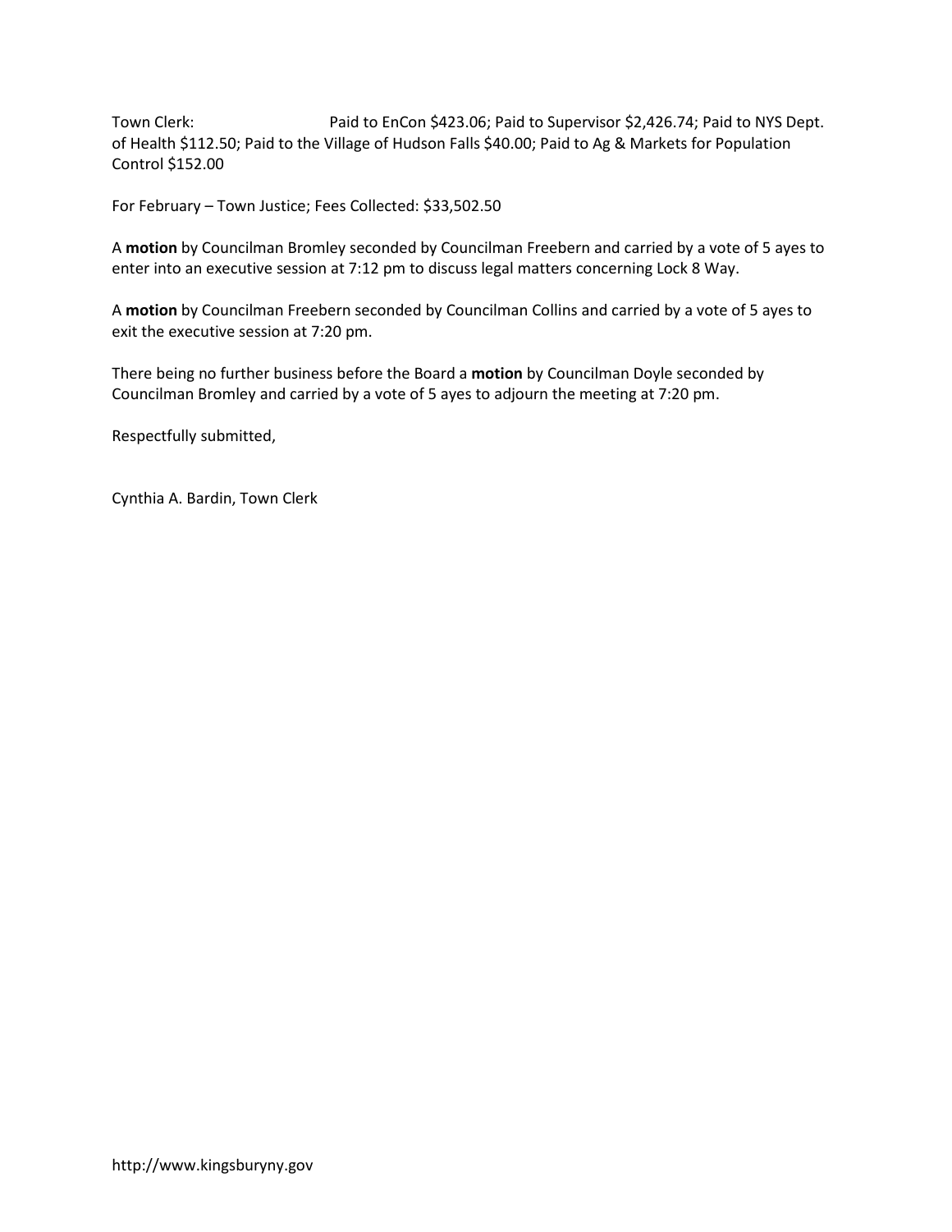Town Clerk: Paid to EnCon $423.06; Paid to Supervisor $2,426.74; Paid to NYS Dept. of Health $112.50; Paid to the Village of Hudson Falls $40.00; Paid to Ag & Markets for Population Control $152.00

For February – Town Justice; Fees Collected: $33,502.50

A **motion** by Councilman Bromley seconded by Councilman Freebern and carried by a vote of 5 ayes to enter into an executive session at 7:12 pm to discuss legal matters concerning Lock 8 Way.

A **motion** by Councilman Freebern seconded by Councilman Collins and carried by a vote of 5 ayes to exit the executive session at 7:20 pm.

There being no further business before the Board a **motion** by Councilman Doyle seconded by Councilman Bromley and carried by a vote of 5 ayes to adjourn the meeting at 7:20 pm.

Respectfully submitted,

Cynthia A. Bardin, Town Clerk